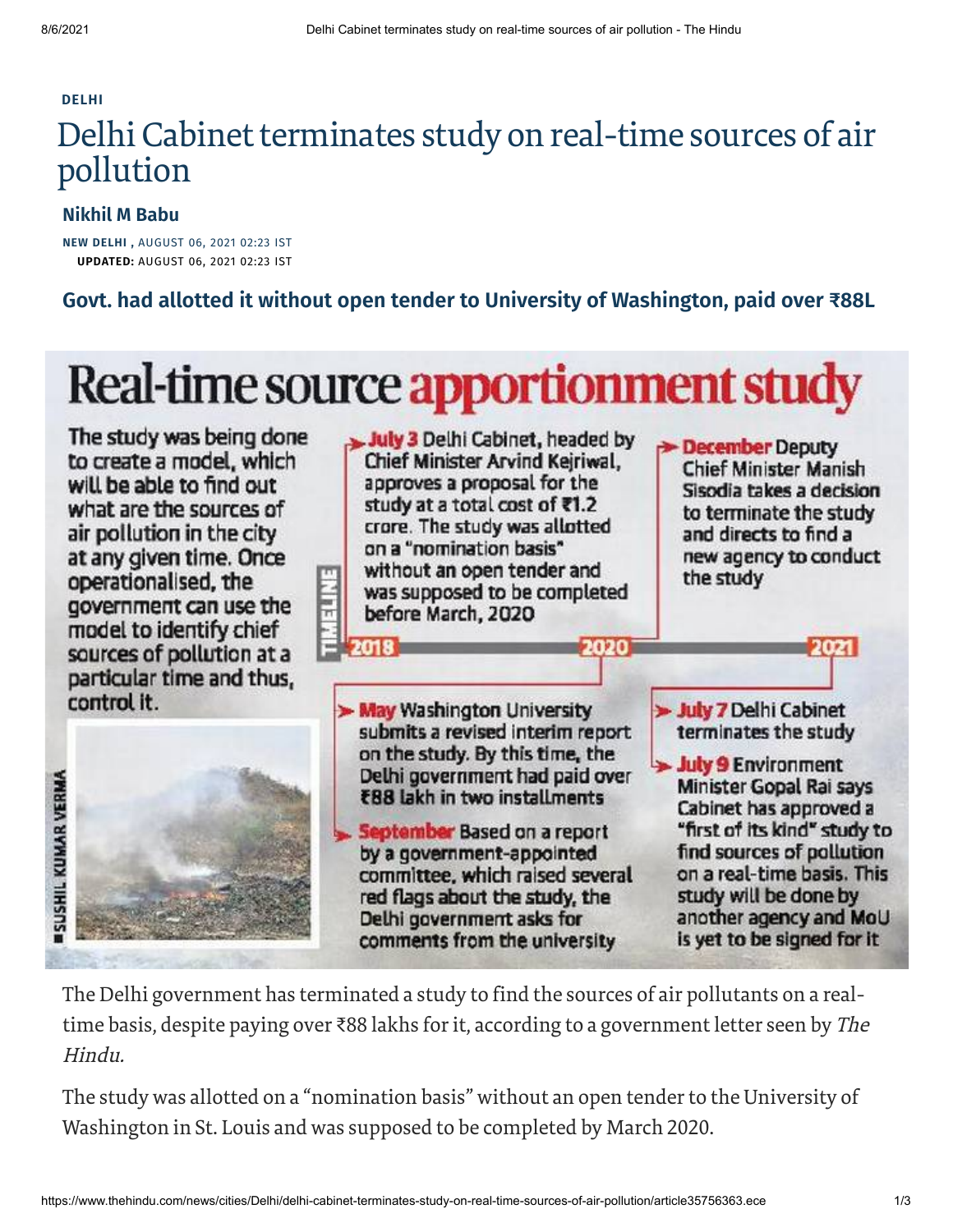DELHI

# Delhi Cabinet terminates study on real-time sources of air pollution

**Nikhil M Babu**

NEW DELHI , AUGUST 06, 2021 02:23 IST
**UPDATED:** AUGUST 06, 2021 02:23 IST

## Govt. had allotted it without open tender to University of Washington, paid over ₹88L

### Real-time source apportionment study

The study was being done to create a model, which will be able to find out what are the sources of air pollution in the city at any given time. Once operationalised, the government can use the model to identify chief sources of pollution at a particular time and thus, control it.

SUSHIL KUMAR VERMA

TIMELINE

**2018**

- **July 3** Delhi Cabinet, headed by Chief Minister Arvind Kejriwal, approves a proposal for the study at a total cost of ₹1.2 crore. The study was allotted on a "nomination basis" without an open tender and was supposed to be completed before March, 2020

**2020**

- **May** Washington University submits a revised interim report on the study. By this time, the Delhi government had paid over ₹88 lakh in two installments
- **September** Based on a report by a government-appointed committee, which raised several red flags about the study, the Delhi government asks for comments from the university
- **December** Deputy Chief Minister Manish Sisodia takes a decision to terminate the study and directs to find a new agency to conduct the study

**2021**

- **July 7** Delhi Cabinet terminates the study
- **July 9** Environment Minister Gopal Rai says Cabinet has approved a "first of its kind" study to find sources of pollution on a real-time basis. This study will be done by another agency and MoU is yet to be signed for it

The Delhi government has terminated a study to find the sources of air pollutants on a real-time basis, despite paying over ₹88 lakhs for it, according to a government letter seen by *The Hindu.*

The study was allotted on a "nomination basis" without an open tender to the University of Washington in St. Louis and was supposed to be completed by March 2020.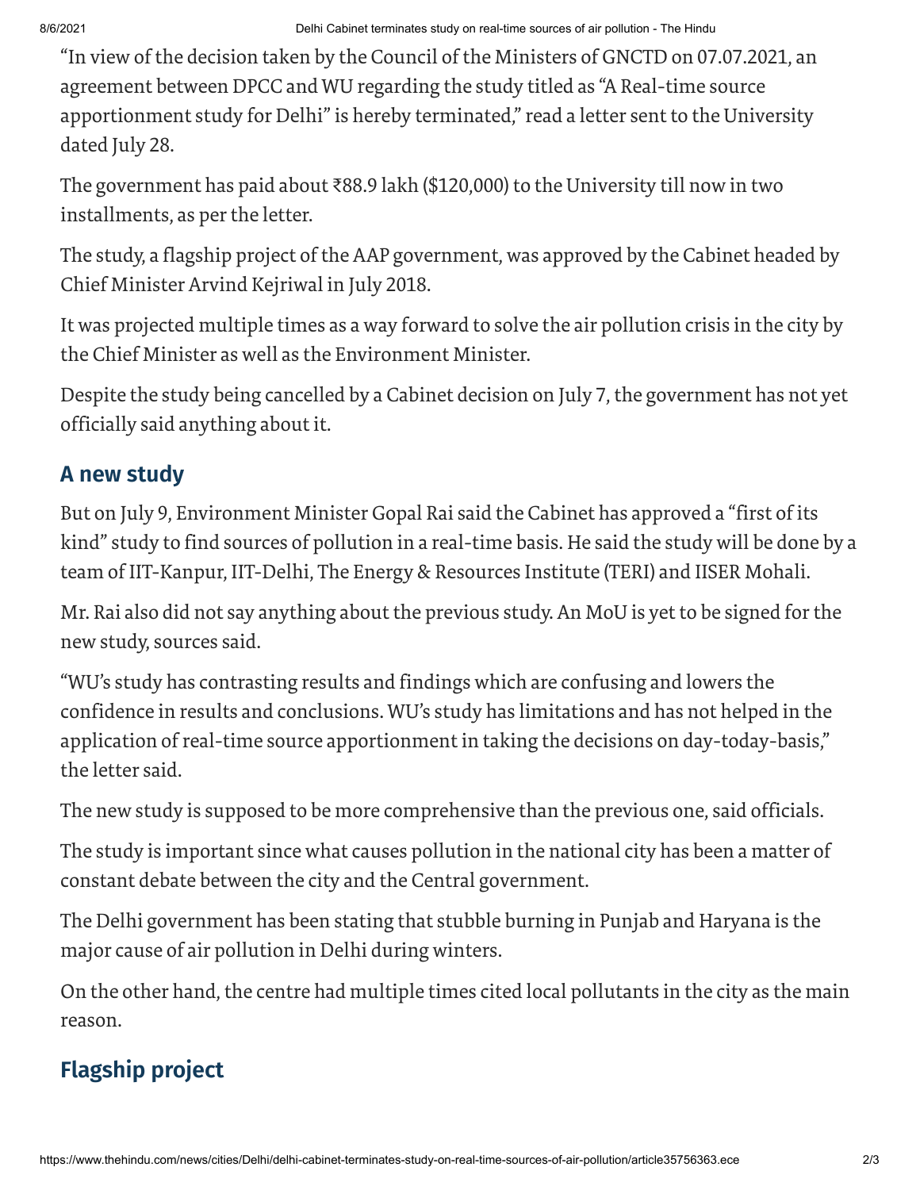"In view of the decision taken by the Council of the Ministers of GNCTD on 07.07.2021, an agreement between DPCC and WU regarding the study titled as "A Real-time source apportionment study for Delhi" is hereby terminated," read a letter sent to the University dated July 28.

The government has paid about ₹88.9 lakh ($120,000) to the University till now in two installments, as per the letter.

The study, a flagship project of the AAP government, was approved by the Cabinet headed by Chief Minister Arvind Kejriwal in July 2018.

It was projected multiple times as a way forward to solve the air pollution crisis in the city by the Chief Minister as well as the Environment Minister.

Despite the study being cancelled by a Cabinet decision on July 7, the government has not yet officially said anything about it.

## A new study

But on July 9, Environment Minister Gopal Rai said the Cabinet has approved a "first of its kind" study to find sources of pollution in a real-time basis. He said the study will be done by a team of IIT-Kanpur, IIT-Delhi, The Energy & Resources Institute (TERI) and IISER Mohali.

Mr. Rai also did not say anything about the previous study. An MoU is yet to be signed for the new study, sources said.

"WU's study has contrasting results and findings which are confusing and lowers the confidence in results and conclusions. WU's study has limitations and has not helped in the application of real-time source apportionment in taking the decisions on day-today-basis," the letter said.

The new study is supposed to be more comprehensive than the previous one, said officials.

The study is important since what causes pollution in the national city has been a matter of constant debate between the city and the Central government.

The Delhi government has been stating that stubble burning in Punjab and Haryana is the major cause of air pollution in Delhi during winters.

On the other hand, the centre had multiple times cited local pollutants in the city as the main reason.

## Flagship project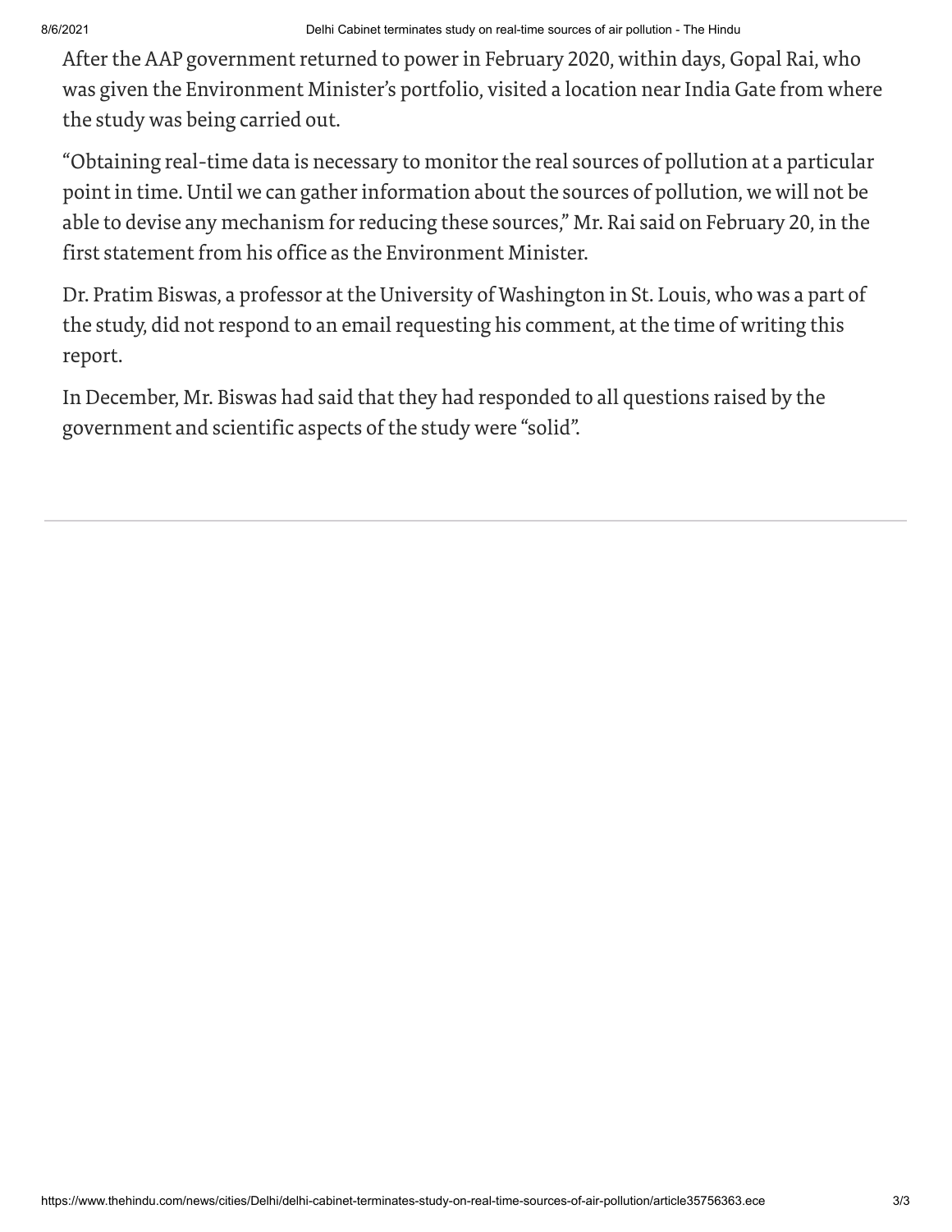After the AAP government returned to power in February 2020, within days, Gopal Rai, who was given the Environment Minister's portfolio, visited a location near India Gate from where the study was being carried out.

"Obtaining real-time data is necessary to monitor the real sources of pollution at a particular point in time. Until we can gather information about the sources of pollution, we will not be able to devise any mechanism for reducing these sources," Mr. Rai said on February 20, in the first statement from his office as the Environment Minister.

Dr. Pratim Biswas, a professor at the University of Washington in St. Louis, who was a part of the study, did not respond to an email requesting his comment, at the time of writing this report.

In December, Mr. Biswas had said that they had responded to all questions raised by the government and scientific aspects of the study were "solid".